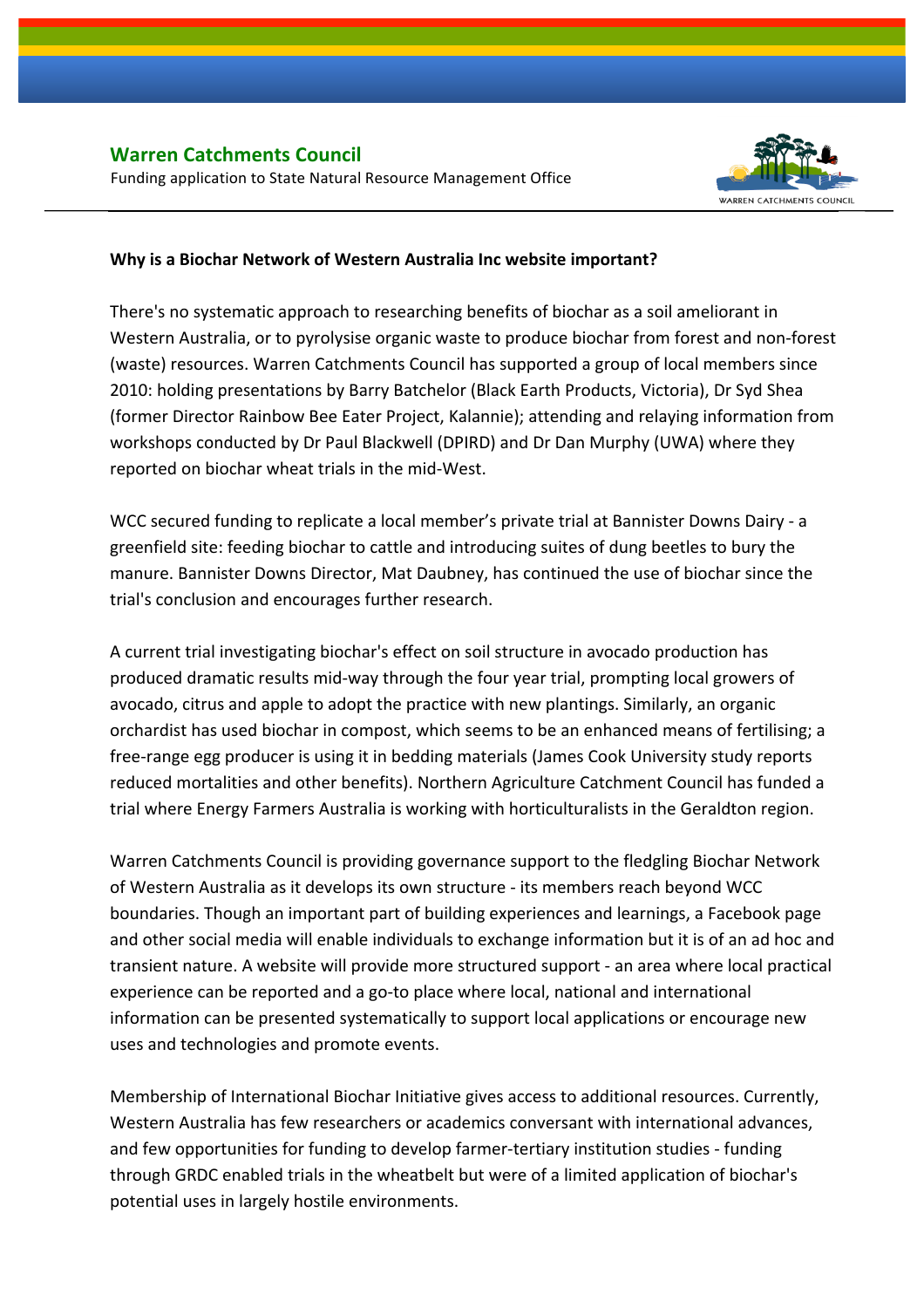**Warren Catchments Council**

Funding application to State Natural Resource Management Office

**Why is a Biochar Network of Western Australia Inc website important?**

There's no systematic approach to researching benefits of biochar as a soil ameliorant in Western Australia, or to pyrolysise organic waste to produce biochar from forest and non-forest (waste) resources. Warren Catchments Council has supported a group of local members since 2010: holding presentations by Barry Batchelor (Black Earth Products, Victoria), Dr Syd Shea (former Director Rainbow Bee Eater Project, Kalannie); attending and relaying information from workshops conducted by Dr Paul Blackwell (DPIRD) and Dr Dan Murphy (UWA) where they reported on biochar wheat trials in the mid-West.

WCC secured funding to replicate a local member's private trial at Bannister Downs Dairy - a greenfield site: feeding biochar to cattle and introducing suites of dung beetles to bury the manure. Bannister Downs Director, Mat Daubney, has continued the use of biochar since the trial's conclusion and encourages further research.

A current trial investigating biochar's effect on soil structure in avocado production has produced dramatic results mid-way through the four year trial, prompting local growers of avocado, citrus and apple to adopt the practice with new plantings. Similarly, an organic orchardist has used biochar in compost, which seems to be an enhanced means of fertilising; a free-range egg producer is using it in bedding materials (James Cook University study reports reduced mortalities and other benefits). Northern Agriculture Catchment Council has funded a trial where Energy Farmers Australia is working with horticulturalists in the Geraldton region.

Warren Catchments Council is providing governance support to the fledgling Biochar Network of Western Australia as it develops its own structure - its members reach beyond WCC boundaries. Though an important part of building experiences and learnings, a Facebook page and other social media will enable individuals to exchange information but it is of an ad hoc and transient nature. A website will provide more structured support - an area where local practical experience can be reported and a go-to place where local, national and international information can be presented systematically to support local applications or encourage new uses and technologies and promote events.

Membership of International Biochar Initiative gives access to additional resources. Currently, Western Australia has few researchers or academics conversant with international advances, and few opportunities for funding to develop farmer-tertiary institution studies - funding through GRDC enabled trials in the wheatbelt but were of a limited application of biochar's potential uses in largely hostile environments.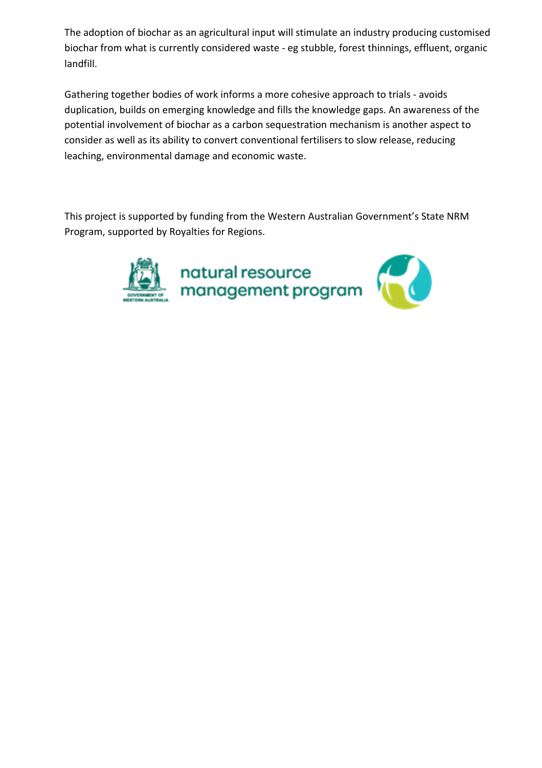The adoption of biochar as an agricultural input will stimulate an industry producing customised biochar from what is currently considered waste - eg stubble, forest thinnings, effluent, organic landfill.

Gathering together bodies of work informs a more cohesive approach to trials - avoids duplication, builds on emerging knowledge and fills the knowledge gaps. An awareness of the potential involvement of biochar as a carbon sequestration mechanism is another aspect to consider as well as its ability to convert conventional fertilisers to slow release, reducing leaching, environmental damage and economic waste.

This project is supported by funding from the Western Australian Government's State NRM Program, supported by Royalties for Regions.

GOVERNMENT OF WESTERN AUSTRALIA

natural resource management program